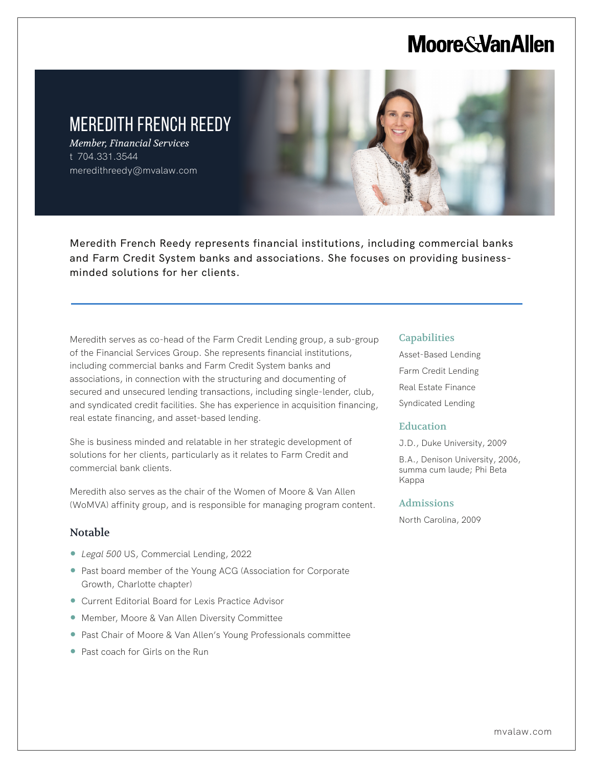Moore&VanAllen

# MEREDITH FRENCH REEDY

*Member, Financial Services*

t 704.331.3544

meredithreedy@mvalaw.com

Meredith French Reedy represents financial institutions, including commercial banks and Farm Credit System banks and associations. She focuses on providing business-minded solutions for her clients.

Meredith serves as co-head of the Farm Credit Lending group, a sub-group of the Financial Services Group. She represents financial institutions, including commercial banks and Farm Credit System banks and associations, in connection with the structuring and documenting of secured and unsecured lending transactions, including single-lender, club, and syndicated credit facilities. She has experience in acquisition financing, real estate financing, and asset-based lending.

She is business minded and relatable in her strategic development of solutions for her clients, particularly as it relates to Farm Credit and commercial bank clients.

Meredith also serves as the chair of the Women of Moore & Van Allen (WoMVA) affinity group, and is responsible for managing program content.

## Notable

- *Legal 500* US, Commercial Lending, 2022
- Past board member of the Young ACG (Association for Corporate Growth, Charlotte chapter)
- Current Editorial Board for Lexis Practice Advisor
- Member, Moore & Van Allen Diversity Committee
- Past Chair of Moore & Van Allen's Young Professionals committee
- Past coach for Girls on the Run

## Capabilities

Asset-Based Lending

Farm Credit Lending

Real Estate Finance

Syndicated Lending

## Education

J.D., Duke University, 2009

B.A., Denison University, 2006, summa cum laude; Phi Beta Kappa

## Admissions

North Carolina, 2009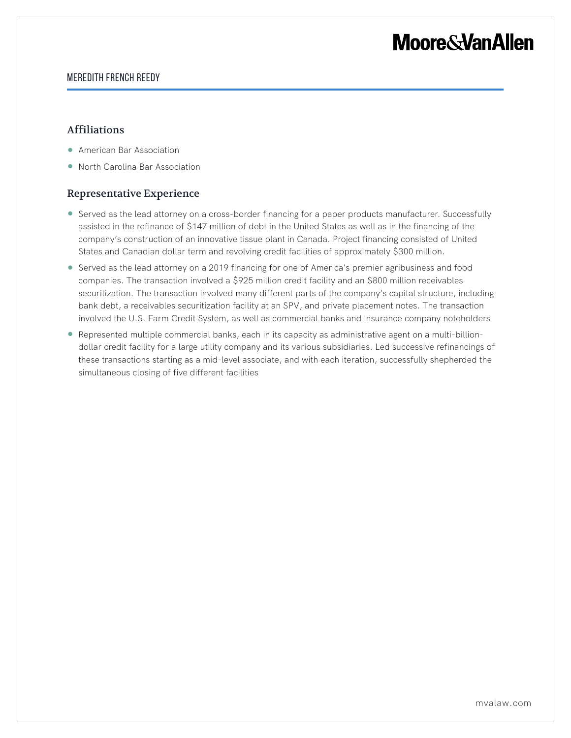## Affiliations

- American Bar Association
- North Carolina Bar Association

## Representative Experience

- Served as the lead attorney on a cross-border financing for a paper products manufacturer. Successfully assisted in the refinance of $147 million of debt in the United States as well as in the financing of the company's construction of an innovative tissue plant in Canada. Project financing consisted of United States and Canadian dollar term and revolving credit facilities of approximately $300 million.
- Served as the lead attorney on a 2019 financing for one of America's premier agribusiness and food companies. The transaction involved a $925 million credit facility and an $800 million receivables securitization. The transaction involved many different parts of the company's capital structure, including bank debt, a receivables securitization facility at an SPV, and private placement notes. The transaction involved the U.S. Farm Credit System, as well as commercial banks and insurance company noteholders
- Represented multiple commercial banks, each in its capacity as administrative agent on a multi-billion-dollar credit facility for a large utility company and its various subsidiaries. Led successive refinancings of these transactions starting as a mid-level associate, and with each iteration, successfully shepherded the simultaneous closing of five different facilities